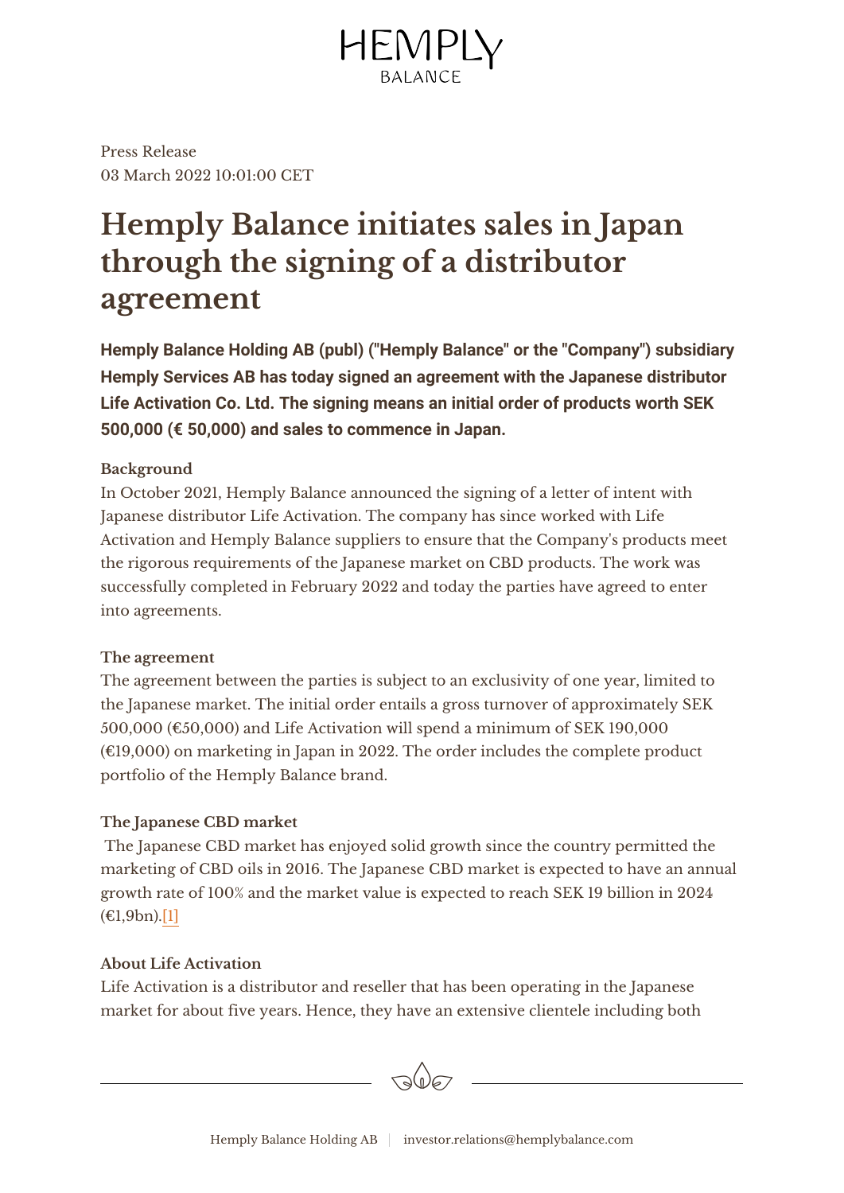Press Release
03 March 2022 10:01:00 CET

# Hemply Balance initiates sales in Japan through the signing of a distributor agreement

**Hemply Balance Holding AB (publ) ("Hemply Balance" or the "Company") subsidiary Hemply Services AB has today signed an agreement with the Japanese distributor Life Activation Co. Ltd. The signing means an initial order of products worth SEK 500,000 (€ 50,000) and sales to commence in Japan.**

### Background

In October 2021, Hemply Balance announced the signing of a letter of intent with Japanese distributor Life Activation. The company has since worked with Life Activation and Hemply Balance suppliers to ensure that the Company's products meet the rigorous requirements of the Japanese market on CBD products. The work was successfully completed in February 2022 and today the parties have agreed to enter into agreements.

### The agreement

The agreement between the parties is subject to an exclusivity of one year, limited to the Japanese market. The initial order entails a gross turnover of approximately SEK 500,000 (€50,000) and Life Activation will spend a minimum of SEK 190,000 (€19,000) on marketing in Japan in 2022. The order includes the complete product portfolio of the Hemply Balance brand.

### The Japanese CBD market

The Japanese CBD market has enjoyed solid growth since the country permitted the marketing of CBD oils in 2016. The Japanese CBD market is expected to have an annual growth rate of 100% and the market value is expected to reach SEK 19 billion in 2024 (€1,9bn).[1]

### About Life Activation

Life Activation is a distributor and reseller that has been operating in the Japanese market for about five years. Hence, they have an extensive clientele including both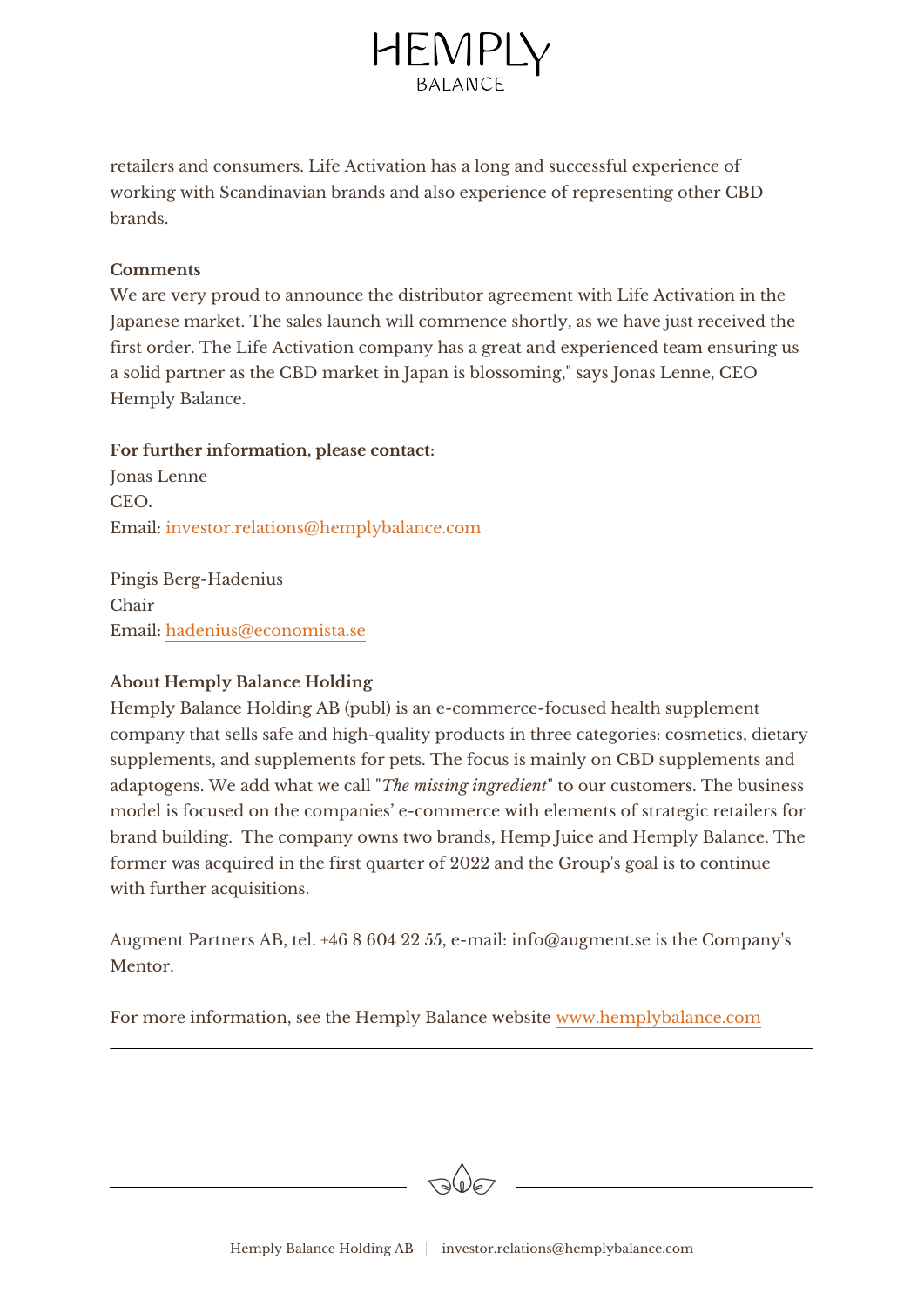retailers and consumers. Life Activation has a long and successful experience of working with Scandinavian brands and also experience of representing other CBD brands.

**Comments**

We are very proud to announce the distributor agreement with Life Activation in the Japanese market. The sales launch will commence shortly, as we have just received the first order. The Life Activation company has a great and experienced team ensuring us a solid partner as the CBD market in Japan is blossoming," says Jonas Lenne, CEO Hemply Balance.

**For further information, please contact:**

Jonas Lenne
CEO.
Email: investor.relations@hemplybalance.com

Pingis Berg-Hadenius
Chair
Email: hadenius@economista.se

**About Hemply Balance Holding**

Hemply Balance Holding AB (publ) is an e-commerce-focused health supplement company that sells safe and high-quality products in three categories: cosmetics, dietary supplements, and supplements for pets. The focus is mainly on CBD supplements and adaptogens. We add what we call "*The missing ingredient*" to our customers. The business model is focused on the companies' e-commerce with elements of strategic retailers for brand building. The company owns two brands, Hemp Juice and Hemply Balance. The former was acquired in the first quarter of 2022 and the Group's goal is to continue with further acquisitions.

Augment Partners AB, tel. +46 8 604 22 55, e-mail: info@augment.se is the Company's Mentor.

For more information, see the Hemply Balance website www.hemplybalance.com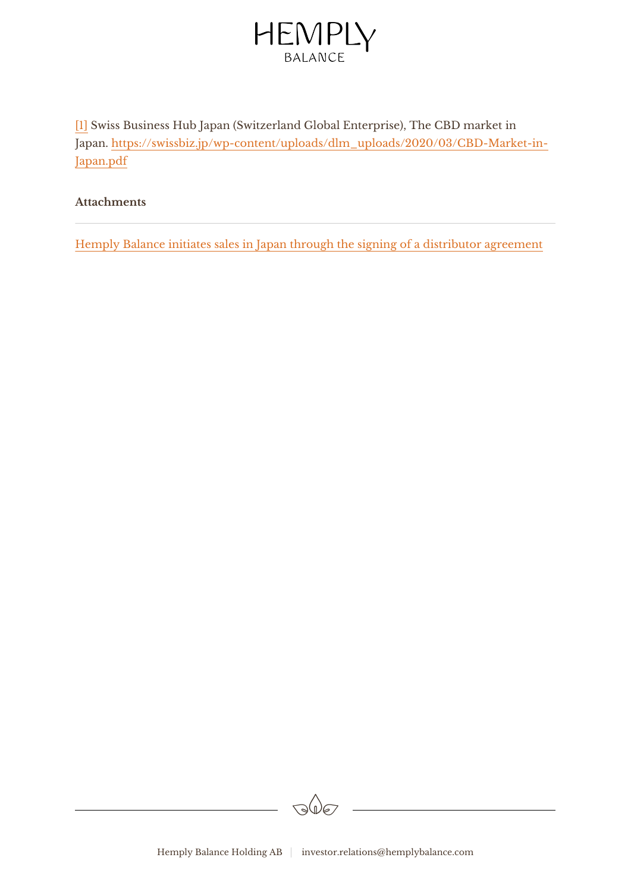[1] Swiss Business Hub Japan (Switzerland Global Enterprise), The CBD market in Japan. https://swissbiz.jp/wp-content/uploads/dlm_uploads/2020/03/CBD-Market-in-Japan.pdf

**Attachments**

---

Hemply Balance initiates sales in Japan through the signing of a distributor agreement